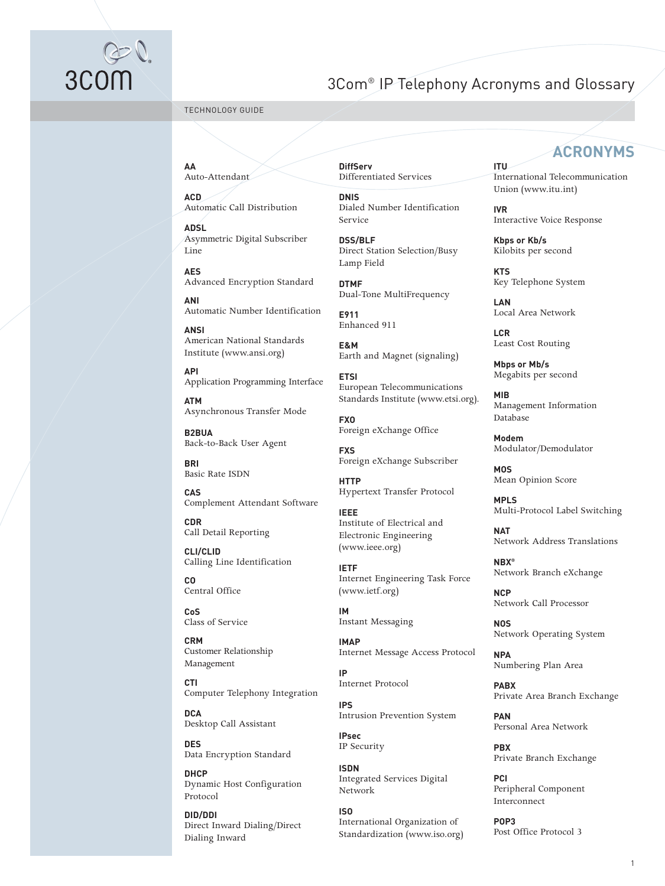# 3Com® IP Telephony Acronyms and Glossary

TECHNOLOGY GUIDE

## ACRONYMS

**AA**
Auto-Attendant

**ACD**
Automatic Call Distribution

**ADSL**
Asymmetric Digital Subscriber Line

**AES**
Advanced Encryption Standard

**ANI**
Automatic Number Identification

**ANSI**
American National Standards Institute (www.ansi.org)

**API**
Application Programming Interface

**ATM**
Asynchronous Transfer Mode

**B2BUA**
Back-to-Back User Agent

**BRI**
Basic Rate ISDN

**CAS**
Complement Attendant Software

**CDR**
Call Detail Reporting

**CLI/CLID**
Calling Line Identification

**CO**
Central Office

**CoS**
Class of Service

**CRM**
Customer Relationship Management

**CTI**
Computer Telephony Integration

**DCA**
Desktop Call Assistant

**DES**
Data Encryption Standard

**DHCP**
Dynamic Host Configuration Protocol

**DID/DDI**
Direct Inward Dialing/Direct Dialing Inward

**DiffServ**
Differentiated Services

**DNIS**
Dialed Number Identification Service

**DSS/BLF**
Direct Station Selection/Busy Lamp Field

**DTMF**
Dual-Tone MultiFrequency

**E911**
Enhanced 911

**E&M**
Earth and Magnet (signaling)

**ETSI**
European Telecommunications Standards Institute (www.etsi.org).

**FXO**
Foreign eXchange Office

**FXS**
Foreign eXchange Subscriber

**HTTP**
Hypertext Transfer Protocol

**IEEE**
Institute of Electrical and Electronic Engineering (www.ieee.org)

**IETF**
Internet Engineering Task Force (www.ietf.org)

**IM**
Instant Messaging

**IMAP**
Internet Message Access Protocol

**IP**
Internet Protocol

**IPS**
Intrusion Prevention System

**IPsec**
IP Security

**ISDN**
Integrated Services Digital Network

**ISO**
International Organization of Standardization (www.iso.org)

**ITU**
International Telecommunication Union (www.itu.int)

**IVR**
Interactive Voice Response

**Kbps or Kb/s**
Kilobits per second

**KTS**
Key Telephone System

**LAN**
Local Area Network

**LCR**
Least Cost Routing

**Mbps or Mb/s**
Megabits per second

**MIB**
Management Information Database

**Modem**
Modulator/Demodulator

**MOS**
Mean Opinion Score

**MPLS**
Multi-Protocol Label Switching

**NAT**
Network Address Translations

**NBX®**
Network Branch eXchange

**NCP**
Network Call Processor

**NOS**
Network Operating System

**NPA**
Numbering Plan Area

**PABX**
Private Area Branch Exchange

**PAN**
Personal Area Network

**PBX**
Private Branch Exchange

**PCI**
Peripheral Component Interconnect

**POP3**
Post Office Protocol 3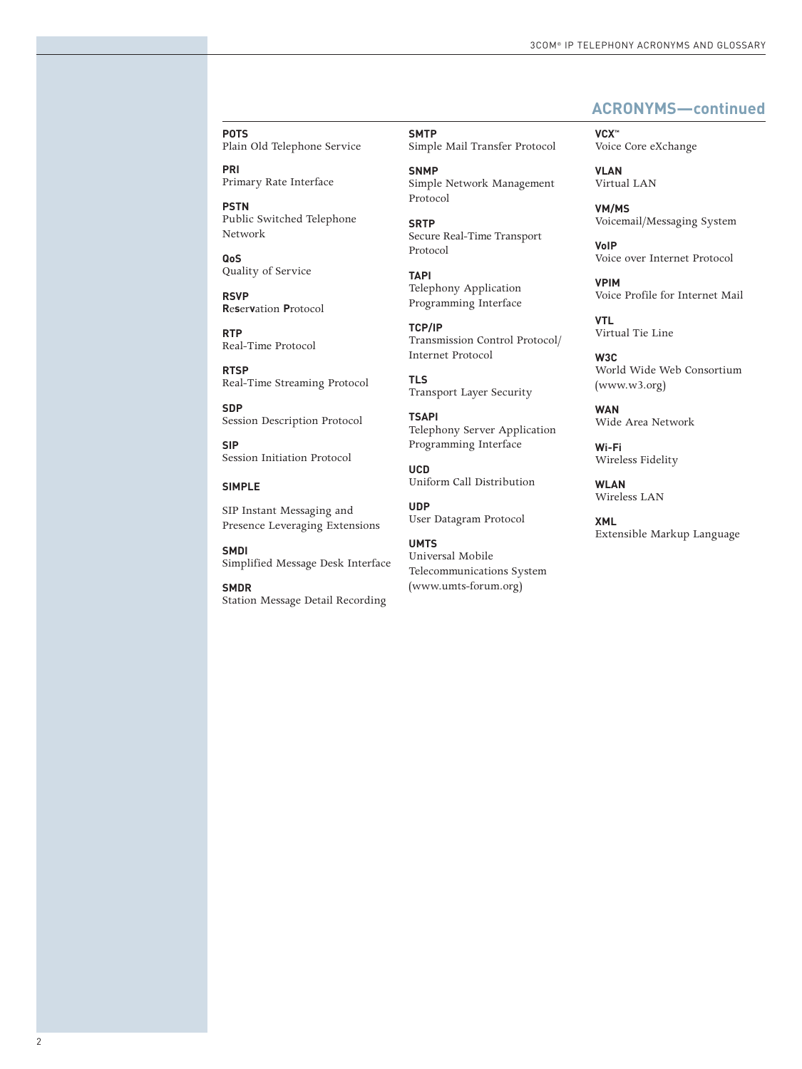## ACRONYMS—continued

**POTS**
Plain Old Telephone Service

**PRI**
Primary Rate Interface

**PSTN**
Public Switched Telephone Network

**QoS**
Quality of Service

**RSVP**
**R**e**s**er**v**ation **P**rotocol

**RTP**
Real-Time Protocol

**RTSP**
Real-Time Streaming Protocol

**SDP**
Session Description Protocol

**SIP**
Session Initiation Protocol

**SIMPLE**

SIP Instant Messaging and Presence Leveraging Extensions

**SMDI**
Simplified Message Desk Interface

**SMDR**
Station Message Detail Recording

**SMTP**
Simple Mail Transfer Protocol

**SNMP**
Simple Network Management Protocol

**SRTP**
Secure Real-Time Transport Protocol

**TAPI**
Telephony Application Programming Interface

**TCP/IP**
Transmission Control Protocol/ Internet Protocol

**TLS**
Transport Layer Security

**TSAPI**
Telephony Server Application Programming Interface

**UCD**
Uniform Call Distribution

**UDP**
User Datagram Protocol

**UMTS**
Universal Mobile Telecommunications System (www.umts-forum.org)

**VCX™**
Voice Core eXchange

**VLAN**
Virtual LAN

**VM/MS**
Voicemail/Messaging System

**VoIP**
Voice over Internet Protocol

**VPIM**
Voice Profile for Internet Mail

**VTL**
Virtual Tie Line

**W3C**
World Wide Web Consortium (www.w3.org)

**WAN**
Wide Area Network

**Wi-Fi**
Wireless Fidelity

**WLAN**
Wireless LAN

**XML**
Extensible Markup Language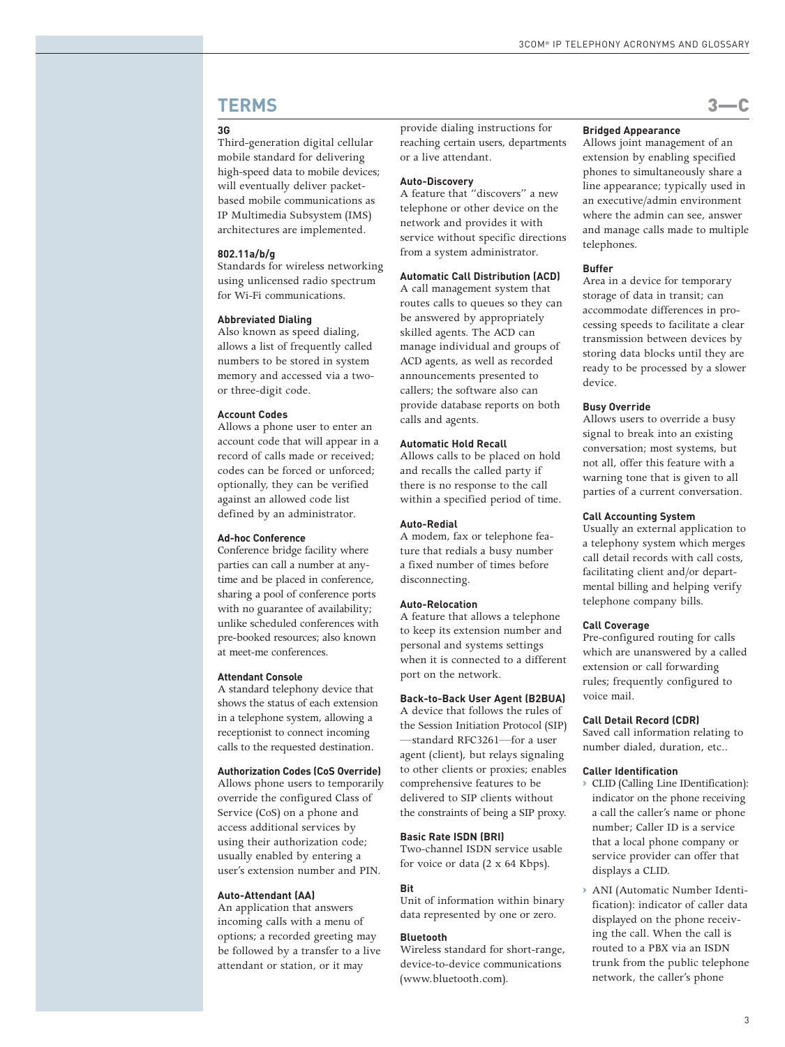## TERMS

## 3—C

**3G**
Third-generation digital cellular mobile standard for delivering high-speed data to mobile devices; will eventually deliver packet-based mobile communications as IP Multimedia Subsystem (IMS) architectures are implemented.

**802.11a/b/g**
Standards for wireless networking using unlicensed radio spectrum for Wi-Fi communications.

**Abbreviated Dialing**
Also known as speed dialing, allows a list of frequently called numbers to be stored in system memory and accessed via a two- or three-digit code.

**Account Codes**
Allows a phone user to enter an account code that will appear in a record of calls made or received; codes can be forced or unforced; optionally, they can be verified against an allowed code list defined by an administrator.

**Ad-hoc Conference**
Conference bridge facility where parties can call a number at anytime and be placed in conference, sharing a pool of conference ports with no guarantee of availability; unlike scheduled conferences with pre-booked resources; also known at meet-me conferences.

**Attendant Console**
A standard telephony device that shows the status of each extension in a telephone system, allowing a receptionist to connect incoming calls to the requested destination.

**Authorization Codes (CoS Override)**
Allows phone users to temporarily override the configured Class of Service (CoS) on a phone and access additional services by using their authorization code; usually enabled by entering a user's extension number and PIN.

**Auto-Attendant (AA)**
An application that answers incoming calls with a menu of options; a recorded greeting may be followed by a transfer to a live attendant or station, or it may provide dialing instructions for reaching certain users, departments or a live attendant.

**Auto-Discovery**
A feature that "discovers" a new telephone or other device on the network and provides it with service without specific directions from a system administrator.

**Automatic Call Distribution (ACD)**
A call management system that routes calls to queues so they can be answered by appropriately skilled agents. The ACD can manage individual and groups of ACD agents, as well as recorded announcements presented to callers; the software also can provide database reports on both calls and agents.

**Automatic Hold Recall**
Allows calls to be placed on hold and recalls the called party if there is no response to the call within a specified period of time.

**Auto-Redial**
A modem, fax or telephone feature that redials a busy number a fixed number of times before disconnecting.

**Auto-Relocation**
A feature that allows a telephone to keep its extension number and personal and systems settings when it is connected to a different port on the network.

**Back-to-Back User Agent (B2BUA)**
A device that follows the rules of the Session Initiation Protocol (SIP)—standard RFC3261—for a user agent (client), but relays signaling to other clients or proxies; enables comprehensive features to be delivered to SIP clients without the constraints of being a SIP proxy.

**Basic Rate ISDN (BRI)**
Two-channel ISDN service usable for voice or data (2 x 64 Kbps).

**Bit**
Unit of information within binary data represented by one or zero.

**Bluetooth**
Wireless standard for short-range, device-to-device communications (www.bluetooth.com).

**Bridged Appearance**
Allows joint management of an extension by enabling specified phones to simultaneously share a line appearance; typically used in an executive/admin environment where the admin can see, answer and manage calls made to multiple telephones.

**Buffer**
Area in a device for temporary storage of data in transit; can accommodate differences in processing speeds to facilitate a clear transmission between devices by storing data blocks until they are ready to be processed by a slower device.

**Busy Override**
Allows users to override a busy signal to break into an existing conversation; most systems, but not all, offer this feature with a warning tone that is given to all parties of a current conversation.

**Call Accounting System**
Usually an external application to a telephony system which merges call detail records with call costs, facilitating client and/or departmental billing and helping verify telephone company bills.

**Call Coverage**
Pre-configured routing for calls which are unanswered by a called extension or call forwarding rules; frequently configured to voice mail.

**Call Detail Record (CDR)**
Saved call information relating to number dialed, duration, etc..

**Caller Identification**

- CLID (Calling Line IDentification): indicator on the phone receiving a call the caller's name or phone number; Caller ID is a service that a local phone company or service provider can offer that displays a CLID.
- ANI (Automatic Number Identification): indicator of caller data displayed on the phone receiving the call. When the call is routed to a PBX via an ISDN trunk from the public telephone network, the caller's phone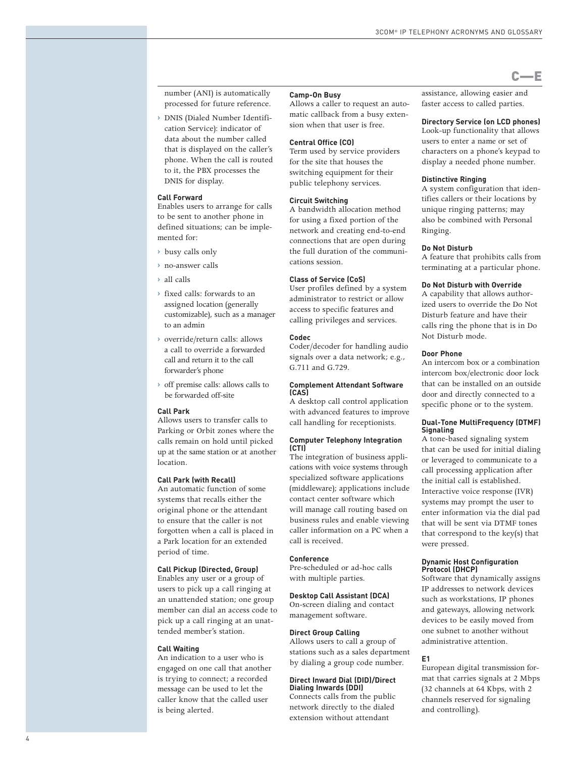## C—E

number (ANI) is automatically processed for future reference.

- DNIS (Dialed Number Identification Service): indicator of data about the number called that is displayed on the caller's phone. When the call is routed to it, the PBX processes the DNIS for display.

**Call Forward**
Enables users to arrange for calls to be sent to another phone in defined situations; can be implemented for:

- busy calls only
- no-answer calls
- all calls
- fixed calls: forwards to an assigned location (generally customizable), such as a manager to an admin
- override/return calls: allows a call to override a forwarded call and return it to the call forwarder's phone
- off premise calls: allows calls to be forwarded off-site

**Call Park**
Allows users to transfer calls to Parking or Orbit zones where the calls remain on hold until picked up at the same station or at another location.

**Call Park (with Recall)**
An automatic function of some systems that recalls either the original phone or the attendant to ensure that the caller is not forgotten when a call is placed in a Park location for an extended period of time.

**Call Pickup (Directed, Group)**
Enables any user or a group of users to pick up a call ringing at an unattended station; one group member can dial an access code to pick up a call ringing at an unattended member's station.

**Call Waiting**
An indication to a user who is engaged on one call that another is trying to connect; a recorded message can be used to let the caller know that the called user is being alerted.

**Camp-On Busy**
Allows a caller to request an automatic callback from a busy extension when that user is free.

**Central Office (CO)**
Term used by service providers for the site that houses the switching equipment for their public telephony services.

**Circuit Switching**
A bandwidth allocation method for using a fixed portion of the network and creating end-to-end connections that are open during the full duration of the communications session.

**Class of Service (CoS)**
User profiles defined by a system administrator to restrict or allow access to specific features and calling privileges and services.

**Codec**
Coder/decoder for handling audio signals over a data network; e.g., G.711 and G.729.

**Complement Attendant Software (CAS)**
A desktop call control application with advanced features to improve call handling for receptionists.

**Computer Telephony Integration (CTI)**
The integration of business applications with voice systems through specialized software applications (middleware); applications include contact center software which will manage call routing based on business rules and enable viewing caller information on a PC when a call is received.

**Conference**
Pre-scheduled or ad-hoc calls with multiple parties.

**Desktop Call Assistant (DCA)**
On-screen dialing and contact management software.

**Direct Group Calling**
Allows users to call a group of stations such as a sales department by dialing a group code number.

**Direct Inward Dial (DID)/Direct Dialing Inwards (DDI)**
Connects calls from the public network directly to the dialed extension without attendant assistance, allowing easier and faster access to called parties.

**Directory Service (on LCD phones)**
Look-up functionality that allows users to enter a name or set of characters on a phone's keypad to display a needed phone number.

**Distinctive Ringing**
A system configuration that identifies callers or their locations by unique ringing patterns; may also be combined with Personal Ringing.

**Do Not Disturb**
A feature that prohibits calls from terminating at a particular phone.

**Do Not Disturb with Override**
A capability that allows authorized users to override the Do Not Disturb feature and have their calls ring the phone that is in Do Not Disturb mode.

**Door Phone**
An intercom box or a combination intercom box/electronic door lock that can be installed on an outside door and directly connected to a specific phone or to the system.

**Dual-Tone MultiFrequency (DTMF) Signaling**
A tone-based signaling system that can be used for initial dialing or leveraged to communicate to a call processing application after the initial call is established. Interactive voice response (IVR) systems may prompt the user to enter information via the dial pad that will be sent via DTMF tones that correspond to the key(s) that were pressed.

**Dynamic Host Configuration Protocol (DHCP)**
Software that dynamically assigns IP addresses to network devices such as workstations, IP phones and gateways, allowing network devices to be easily moved from one subnet to another without administrative attention.

**E1**
European digital transmission format that carries signals at 2 Mbps (32 channels at 64 Kbps, with 2 channels reserved for signaling and controlling).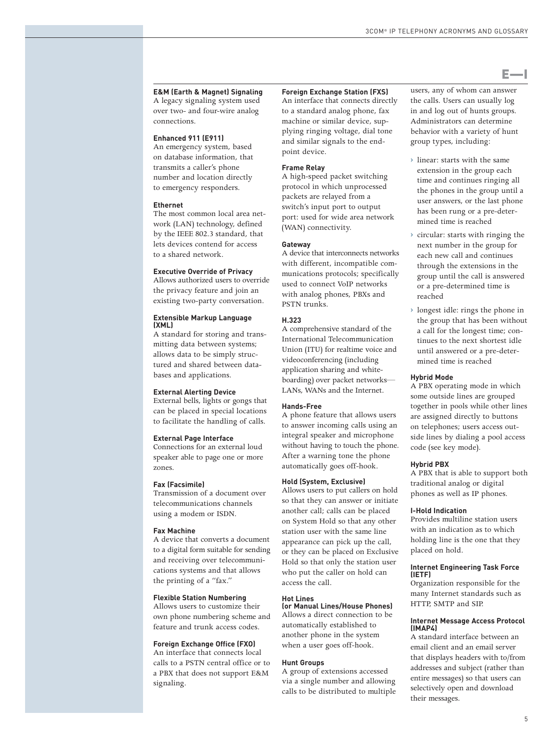# E—I

**E&M (Earth & Magnet) Signaling**
A legacy signaling system used over two- and four-wire analog connections.

**Enhanced 911 (E911)**
An emergency system, based on database information, that transmits a caller's phone number and location directly to emergency responders.

**Ethernet**
The most common local area network (LAN) technology, defined by the IEEE 802.3 standard, that lets devices contend for access to a shared network.

**Executive Override of Privacy**
Allows authorized users to override the privacy feature and join an existing two-party conversation.

**Extensible Markup Language (XML)**
A standard for storing and transmitting data between systems; allows data to be simply structured and shared between databases and applications.

**External Alerting Device**
External bells, lights or gongs that can be placed in special locations to facilitate the handling of calls.

**External Page Interface**
Connections for an external loud speaker able to page one or more zones.

**Fax (Facsimile)**
Transmission of a document over telecommunications channels using a modem or ISDN.

**Fax Machine**
A device that converts a document to a digital form suitable for sending and receiving over telecommunications systems and that allows the printing of a "fax."

**Flexible Station Numbering**
Allows users to customize their own phone numbering scheme and feature and trunk access codes.

**Foreign Exchange Office (FXO)**
An interface that connects local calls to a PSTN central office or to a PBX that does not support E&M signaling.

**Foreign Exchange Station (FXS)**
An interface that connects directly to a standard analog phone, fax machine or similar device, supplying ringing voltage, dial tone and similar signals to the endpoint device.

**Frame Relay**
A high-speed packet switching protocol in which unprocessed packets are relayed from a switch's input port to output port: used for wide area network (WAN) connectivity.

**Gateway**
A device that interconnects networks with different, incompatible communications protocols; specifically used to connect VoIP networks with analog phones, PBXs and PSTN trunks.

**H.323**
A comprehensive standard of the International Telecommunication Union (ITU) for realtime voice and videoconferencing (including application sharing and whiteboarding) over packet networks—LANs, WANs and the Internet.

**Hands-Free**
A phone feature that allows users to answer incoming calls using an integral speaker and microphone without having to touch the phone. After a warning tone the phone automatically goes off-hook.

**Hold (System, Exclusive)**
Allows users to put callers on hold so that they can answer or initiate another call; calls can be placed on System Hold so that any other station user with the same line appearance can pick up the call, or they can be placed on Exclusive Hold so that only the station user who put the caller on hold can access the call.

**Hot Lines (or Manual Lines/House Phones)**
Allows a direct connection to be automatically established to another phone in the system when a user goes off-hook.

**Hunt Groups**
A group of extensions accessed via a single number and allowing calls to be distributed to multiple users, any of whom can answer the calls. Users can usually log in and log out of hunts groups. Administrators can determine behavior with a variety of hunt group types, including:

- linear: starts with the same extension in the group each time and continues ringing all the phones in the group until a user answers, or the last phone has been rung or a pre-determined time is reached
- circular: starts with ringing the next number in the group for each new call and continues through the extensions in the group until the call is answered or a pre-determined time is reached
- longest idle: rings the phone in the group that has been without a call for the longest time; continues to the next shortest idle until answered or a pre-determined time is reached

**Hybrid Mode**
A PBX operating mode in which some outside lines are grouped together in pools while other lines are assigned directly to buttons on telephones; users access outside lines by dialing a pool access code (see key mode).

**Hybrid PBX**
A PBX that is able to support both traditional analog or digital phones as well as IP phones.

**I-Hold Indication**
Provides multiline station users with an indication as to which holding line is the one that they placed on hold.

**Internet Engineering Task Force (IETF)**
Organization responsible for the many Internet standards such as HTTP, SMTP and SIP.

**Internet Message Access Protocol (IMAP4)**
A standard interface between an email client and an email server that displays headers with to/from addresses and subject (rather than entire messages) so that users can selectively open and download their messages.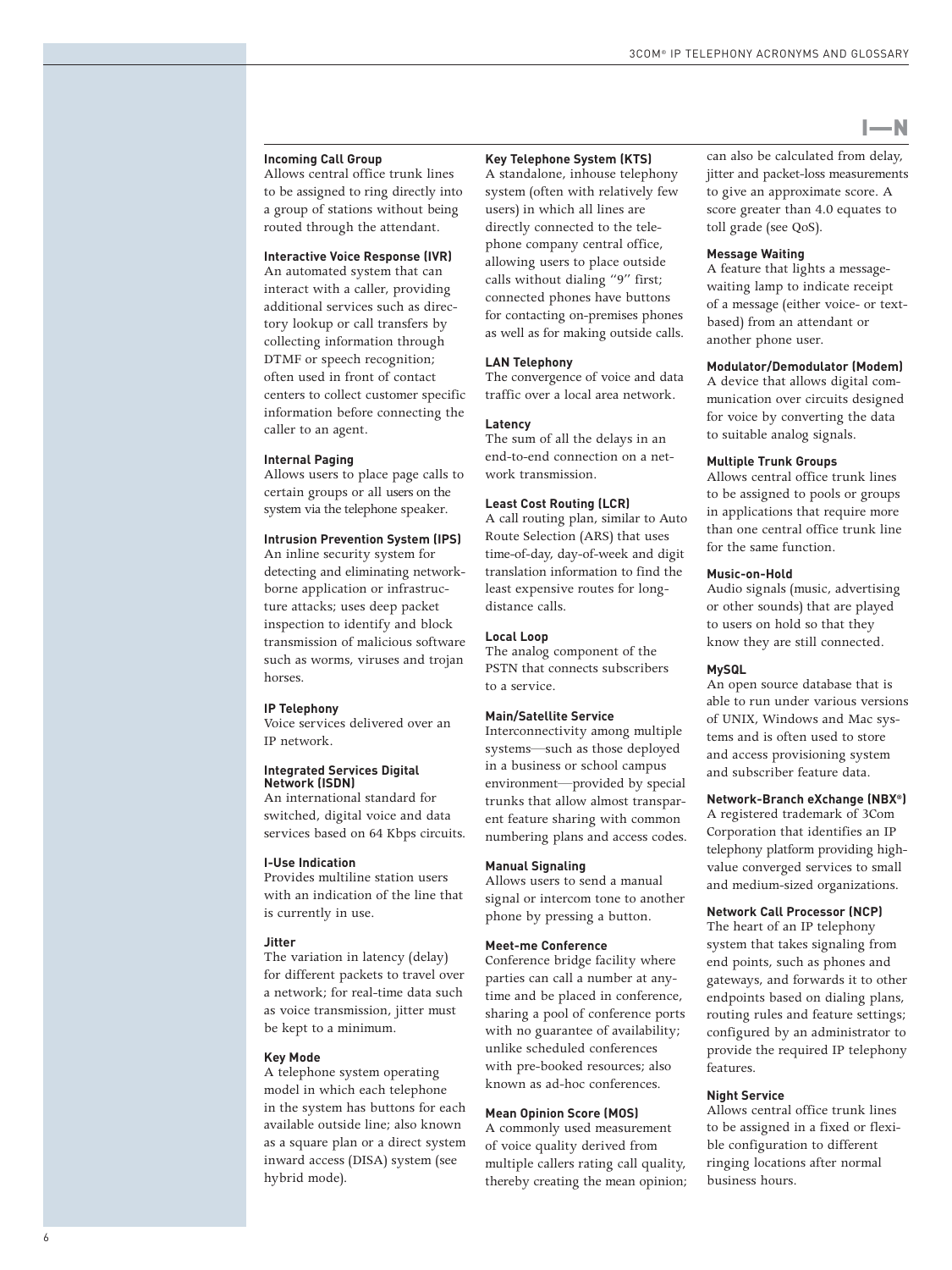# I—N

**Incoming Call Group**
Allows central office trunk lines to be assigned to ring directly into a group of stations without being routed through the attendant.

**Interactive Voice Response (IVR)**
An automated system that can interact with a caller, providing additional services such as directory lookup or call transfers by collecting information through DTMF or speech recognition; often used in front of contact centers to collect customer specific information before connecting the caller to an agent.

**Internal Paging**
Allows users to place page calls to certain groups or all users on the system via the telephone speaker.

**Intrusion Prevention System (IPS)**
An inline security system for detecting and eliminating network-borne application or infrastructure attacks; uses deep packet inspection to identify and block transmission of malicious software such as worms, viruses and trojan horses.

**IP Telephony**
Voice services delivered over an IP network.

**Integrated Services Digital Network (ISDN)**
An international standard for switched, digital voice and data services based on 64 Kbps circuits.

**I-Use Indication**
Provides multiline station users with an indication of the line that is currently in use.

**Jitter**
The variation in latency (delay) for different packets to travel over a network; for real-time data such as voice transmission, jitter must be kept to a minimum.

**Key Mode**
A telephone system operating model in which each telephone in the system has buttons for each available outside line; also known as a square plan or a direct system inward access (DISA) system (see hybrid mode).

**Key Telephone System (KTS)**
A standalone, inhouse telephony system (often with relatively few users) in which all lines are directly connected to the telephone company central office, allowing users to place outside calls without dialing "9" first; connected phones have buttons for contacting on-premises phones as well as for making outside calls.

**LAN Telephony**
The convergence of voice and data traffic over a local area network.

**Latency**
The sum of all the delays in an end-to-end connection on a network transmission.

**Least Cost Routing (LCR)**
A call routing plan, similar to Auto Route Selection (ARS) that uses time-of-day, day-of-week and digit translation information to find the least expensive routes for long-distance calls.

**Local Loop**
The analog component of the PSTN that connects subscribers to a service.

**Main/Satellite Service**
Interconnectivity among multiple systems—such as those deployed in a business or school campus environment—provided by special trunks that allow almost transparent feature sharing with common numbering plans and access codes.

**Manual Signaling**
Allows users to send a manual signal or intercom tone to another phone by pressing a button.

**Meet-me Conference**
Conference bridge facility where parties can call a number at anytime and be placed in conference, sharing a pool of conference ports with no guarantee of availability; unlike scheduled conferences with pre-booked resources; also known as ad-hoc conferences.

**Mean Opinion Score (MOS)**
A commonly used measurement of voice quality derived from multiple callers rating call quality, thereby creating the mean opinion; can also be calculated from delay, jitter and packet-loss measurements to give an approximate score. A score greater than 4.0 equates to toll grade (see QoS).

**Message Waiting**
A feature that lights a message-waiting lamp to indicate receipt of a message (either voice- or text-based) from an attendant or another phone user.

**Modulator/Demodulator (Modem)**
A device that allows digital communication over circuits designed for voice by converting the data to suitable analog signals.

**Multiple Trunk Groups**
Allows central office trunk lines to be assigned to pools or groups in applications that require more than one central office trunk line for the same function.

**Music-on-Hold**
Audio signals (music, advertising or other sounds) that are played to users on hold so that they know they are still connected.

**MySQL**
An open source database that is able to run under various versions of UNIX, Windows and Mac systems and is often used to store and access provisioning system and subscriber feature data.

**Network-Branch eXchange (NBX®)**
A registered trademark of 3Com Corporation that identifies an IP telephony platform providing high-value converged services to small and medium-sized organizations.

**Network Call Processor (NCP)**
The heart of an IP telephony system that takes signaling from end points, such as phones and gateways, and forwards it to other endpoints based on dialing plans, routing rules and feature settings; configured by an administrator to provide the required IP telephony features.

**Night Service**
Allows central office trunk lines to be assigned in a fixed or flexible configuration to different ringing locations after normal business hours.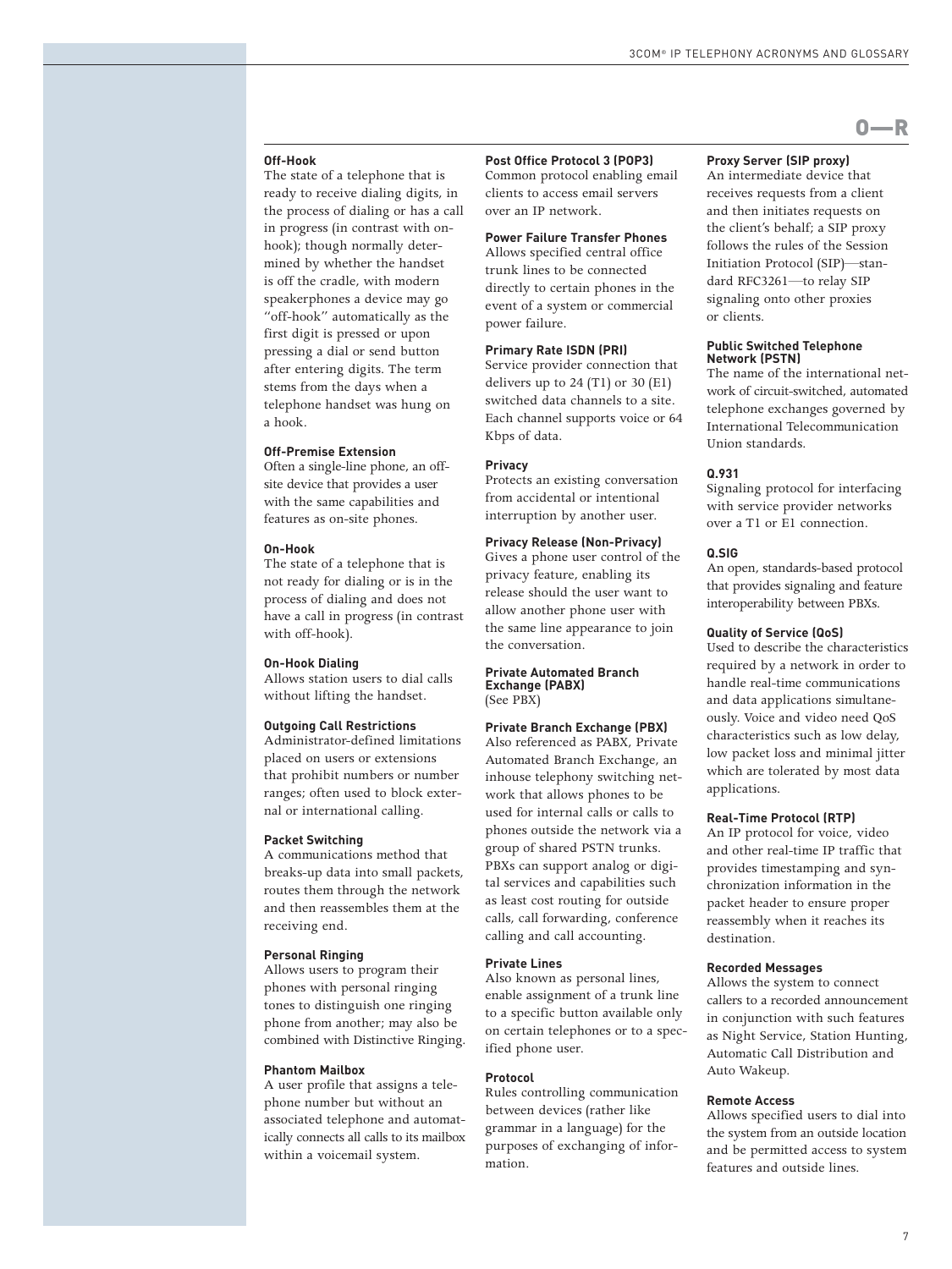# O—R

### Off-Hook

The state of a telephone that is ready to receive dialing digits, in the process of dialing or has a call in progress (in contrast with on-hook); though normally determined by whether the handset is off the cradle, with modern speakerphones a device may go "off-hook" automatically as the first digit is pressed or upon pressing a dial or send button after entering digits. The term stems from the days when a telephone handset was hung on a hook.

### Off-Premise Extension

Often a single-line phone, an off-site device that provides a user with the same capabilities and features as on-site phones.

### On-Hook

The state of a telephone that is not ready for dialing or is in the process of dialing and does not have a call in progress (in contrast with off-hook).

### On-Hook Dialing

Allows station users to dial calls without lifting the handset.

### Outgoing Call Restrictions

Administrator-defined limitations placed on users or extensions that prohibit numbers or number ranges; often used to block external or international calling.

### Packet Switching

A communications method that breaks-up data into small packets, routes them through the network and then reassembles them at the receiving end.

### Personal Ringing

Allows users to program their phones with personal ringing tones to distinguish one ringing phone from another; may also be combined with Distinctive Ringing.

### Phantom Mailbox

A user profile that assigns a telephone number but without an associated telephone and automatically connects all calls to its mailbox within a voicemail system.

### Post Office Protocol 3 (POP3)

Common protocol enabling email clients to access email servers over an IP network.

### Power Failure Transfer Phones

Allows specified central office trunk lines to be connected directly to certain phones in the event of a system or commercial power failure.

### Primary Rate ISDN (PRI)

Service provider connection that delivers up to 24 (T1) or 30 (E1) switched data channels to a site. Each channel supports voice or 64 Kbps of data.

### Privacy

Protects an existing conversation from accidental or intentional interruption by another user.

### Privacy Release (Non-Privacy)

Gives a phone user control of the privacy feature, enabling its release should the user want to allow another phone user with the same line appearance to join the conversation.

### Private Automated Branch Exchange (PABX)

(See PBX)

### Private Branch Exchange (PBX)

Also referenced as PABX, Private Automated Branch Exchange, an inhouse telephony switching network that allows phones to be used for internal calls or calls to phones outside the network via a group of shared PSTN trunks. PBXs can support analog or digital services and capabilities such as least cost routing for outside calls, call forwarding, conference calling and call accounting.

### Private Lines

Also known as personal lines, enable assignment of a trunk line to a specific button available only on certain telephones or to a specified phone user.

### Protocol

Rules controlling communication between devices (rather like grammar in a language) for the purposes of exchanging of information.

### Proxy Server (SIP proxy)

An intermediate device that receives requests from a client and then initiates requests on the client's behalf; a SIP proxy follows the rules of the Session Initiation Protocol (SIP)—standard RFC3261—to relay SIP signaling onto other proxies or clients.

### Public Switched Telephone Network (PSTN)

The name of the international network of circuit-switched, automated telephone exchanges governed by International Telecommunication Union standards.

### Q.931

Signaling protocol for interfacing with service provider networks over a T1 or E1 connection.

### Q.SIG

An open, standards-based protocol that provides signaling and feature interoperability between PBXs.

### Quality of Service (QoS)

Used to describe the characteristics required by a network in order to handle real-time communications and data applications simultaneously. Voice and video need QoS characteristics such as low delay, low packet loss and minimal jitter which are tolerated by most data applications.

### Real-Time Protocol (RTP)

An IP protocol for voice, video and other real-time IP traffic that provides timestamping and synchronization information in the packet header to ensure proper reassembly when it reaches its destination.

### Recorded Messages

Allows the system to connect callers to a recorded announcement in conjunction with such features as Night Service, Station Hunting, Automatic Call Distribution and Auto Wakeup.

### Remote Access

Allows specified users to dial into the system from an outside location and be permitted access to system features and outside lines.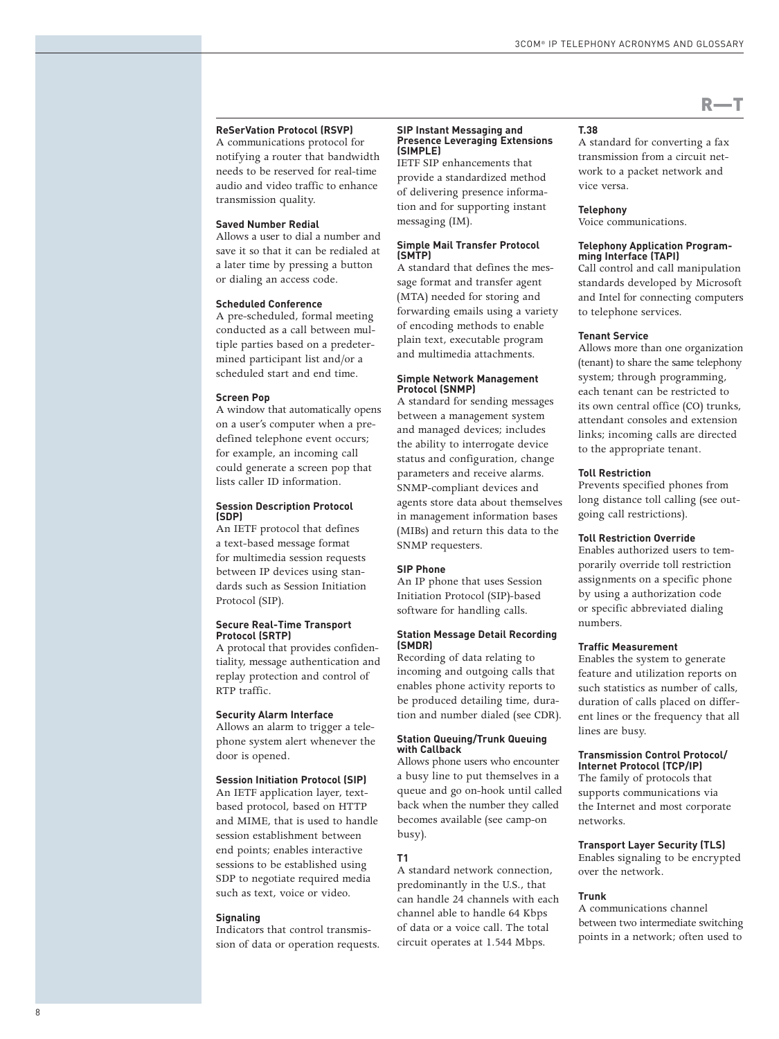# R—T

**ReSerVation Protocol (RSVP)**
A communications protocol for notifying a router that bandwidth needs to be reserved for real-time audio and video traffic to enhance transmission quality.

**Saved Number Redial**
Allows a user to dial a number and save it so that it can be redialed at a later time by pressing a button or dialing an access code.

**Scheduled Conference**
A pre-scheduled, formal meeting conducted as a call between multiple parties based on a predetermined participant list and/or a scheduled start and end time.

**Screen Pop**
A window that automatically opens on a user's computer when a predefined telephone event occurs; for example, an incoming call could generate a screen pop that lists caller ID information.

**Session Description Protocol (SDP)**
An IETF protocol that defines a text-based message format for multimedia session requests between IP devices using standards such as Session Initiation Protocol (SIP).

**Secure Real-Time Transport Protocol (SRTP)**
A protocal that provides confidentiality, message authentication and replay protection and control of RTP traffic.

**Security Alarm Interface**
Allows an alarm to trigger a telephone system alert whenever the door is opened.

**Session Initiation Protocol (SIP)**
An IETF application layer, text-based protocol, based on HTTP and MIME, that is used to handle session establishment between end points; enables interactive sessions to be established using SDP to negotiate required media such as text, voice or video.

**Signaling**
Indicators that control transmission of data or operation requests.

**SIP Instant Messaging and Presence Leveraging Extensions (SIMPLE)**
IETF SIP enhancements that provide a standardized method of delivering presence information and for supporting instant messaging (IM).

**Simple Mail Transfer Protocol (SMTP)**
A standard that defines the message format and transfer agent (MTA) needed for storing and forwarding emails using a variety of encoding methods to enable plain text, executable program and multimedia attachments.

**Simple Network Management Protocol (SNMP)**
A standard for sending messages between a management system and managed devices; includes the ability to interrogate device status and configuration, change parameters and receive alarms. SNMP-compliant devices and agents store data about themselves in management information bases (MIBs) and return this data to the SNMP requesters.

**SIP Phone**
An IP phone that uses Session Initiation Protocol (SIP)-based software for handling calls.

**Station Message Detail Recording (SMDR)**
Recording of data relating to incoming and outgoing calls that enables phone activity reports to be produced detailing time, duration and number dialed (see CDR).

**Station Queuing/Trunk Queuing with Callback**
Allows phone users who encounter a busy line to put themselves in a queue and go on-hook until called back when the number they called becomes available (see camp-on busy).

**T1**
A standard network connection, predominantly in the U.S., that can handle 24 channels with each channel able to handle 64 Kbps of data or a voice call. The total circuit operates at 1.544 Mbps.

**T.38**
A standard for converting a fax transmission from a circuit network to a packet network and vice versa.

**Telephony**
Voice communications.

**Telephony Application Programming Interface (TAPI)**
Call control and call manipulation standards developed by Microsoft and Intel for connecting computers to telephone services.

**Tenant Service**
Allows more than one organization (tenant) to share the same telephony system; through programming, each tenant can be restricted to its own central office (CO) trunks, attendant consoles and extension links; incoming calls are directed to the appropriate tenant.

**Toll Restriction**
Prevents specified phones from long distance toll calling (see outgoing call restrictions).

**Toll Restriction Override**
Enables authorized users to temporarily override toll restriction assignments on a specific phone by using a authorization code or specific abbreviated dialing numbers.

**Traffic Measurement**
Enables the system to generate feature and utilization reports on such statistics as number of calls, duration of calls placed on different lines or the frequency that all lines are busy.

**Transmission Control Protocol/Internet Protocol (TCP/IP)**
The family of protocols that supports communications via the Internet and most corporate networks.

**Transport Layer Security (TLS)**
Enables signaling to be encrypted over the network.

**Trunk**
A communications channel between two intermediate switching points in a network; often used to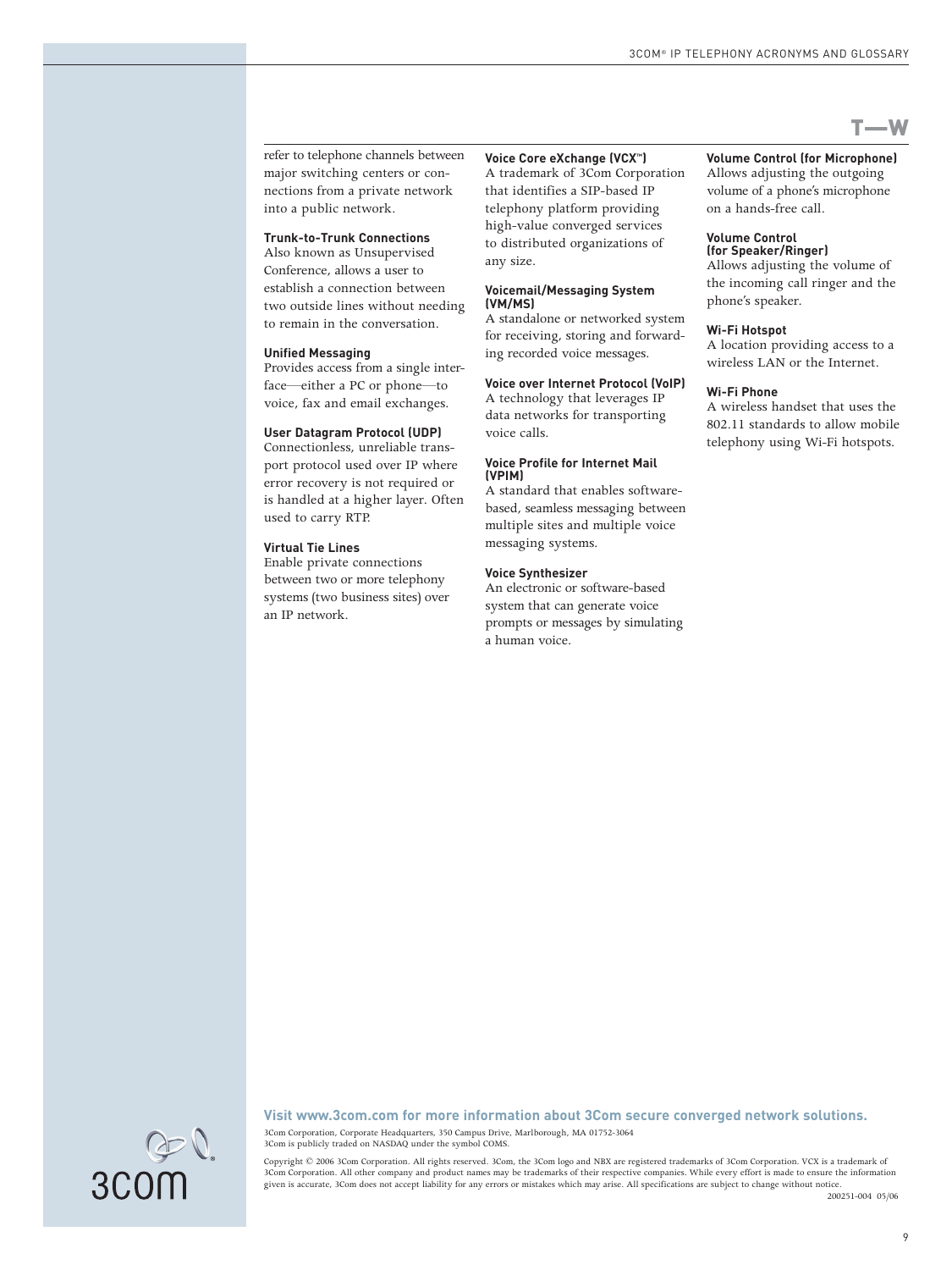# T—W

refer to telephone channels between major switching centers or connections from a private network into a public network.

**Trunk-to-Trunk Connections**
Also known as Unsupervised Conference, allows a user to establish a connection between two outside lines without needing to remain in the conversation.

**Unified Messaging**
Provides access from a single interface—either a PC or phone—to voice, fax and email exchanges.

**User Datagram Protocol (UDP)**
Connectionless, unreliable transport protocol used over IP where error recovery is not required or is handled at a higher layer. Often used to carry RTP.

**Virtual Tie Lines**
Enable private connections between two or more telephony systems (two business sites) over an IP network.

**Voice Core eXchange (VCX™)**
A trademark of 3Com Corporation that identifies a SIP-based IP telephony platform providing high-value converged services to distributed organizations of any size.

**Voicemail/Messaging System (VM/MS)**
A standalone or networked system for receiving, storing and forwarding recorded voice messages.

**Voice over Internet Protocol (VoIP)**
A technology that leverages IP data networks for transporting voice calls.

**Voice Profile for Internet Mail (VPIM)**
A standard that enables software-based, seamless messaging between multiple sites and multiple voice messaging systems.

**Voice Synthesizer**
An electronic or software-based system that can generate voice prompts or messages by simulating a human voice.

**Volume Control (for Microphone)**
Allows adjusting the outgoing volume of a phone's microphone on a hands-free call.

**Volume Control (for Speaker/Ringer)**
Allows adjusting the volume of the incoming call ringer and the phone's speaker.

**Wi-Fi Hotspot**
A location providing access to a wireless LAN or the Internet.

**Wi-Fi Phone**
A wireless handset that uses the 802.11 standards to allow mobile telephony using Wi-Fi hotspots.

**Visit www.3com.com for more information about 3Com secure converged network solutions.**

3Com Corporation, Corporate Headquarters, 350 Campus Drive, Marlborough, MA 01752-3064
3Com is publicly traded on NASDAQ under the symbol COMS.

Copyright © 2006 3Com Corporation. All rights reserved. 3Com, the 3Com logo and NBX are registered trademarks of 3Com Corporation. VCX is a trademark of 3Com Corporation. All other company and product names may be trademarks of their respective companies. While every effort is made to ensure the information given is accurate, 3Com does not accept liability for any errors or mistakes which may arise. All specifications are subject to change without notice.

200251-004 05/06